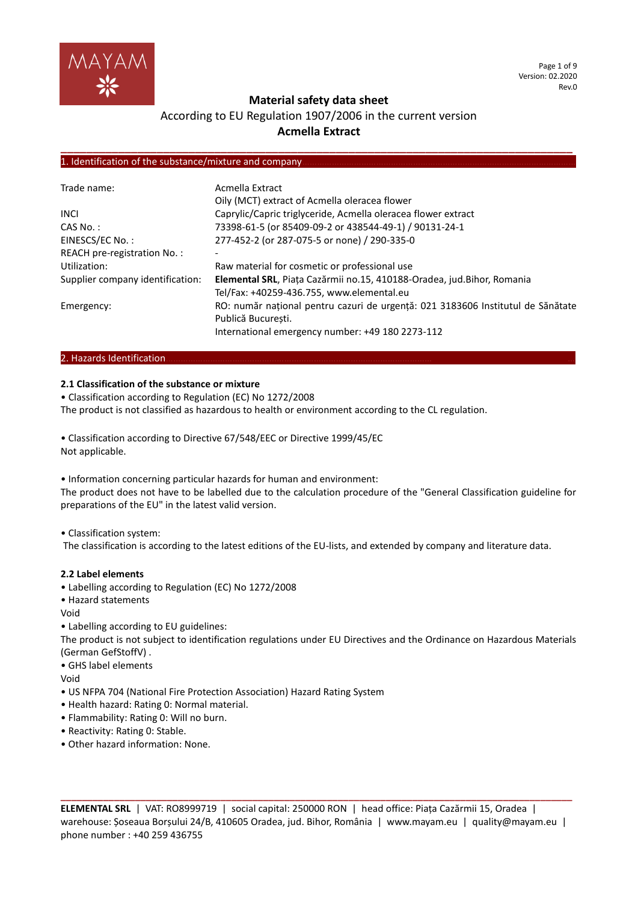# Material safety data sheet

According to EU Regulation 1907/2006 in the current version

**Acmella Extract**

## 1. Identification of the substance/mixture and company

| | |
|---|---|
| Trade name: | Acmella Extract<br>Oily (MCT) extract of Acmella oleracea flower |
| INCI | Caprylic/Capric triglyceride, Acmella oleracea flower extract |
| CAS No. : | 73398-61-5 (or 85409-09-2 or 438544-49-1) / 90131-24-1 |
| EINESCS/EC No. : | 277-452-2 (or 287-075-5 or none) / 290-335-0 |
| REACH pre-registration No. : | - |
| Utilization: | Raw material for cosmetic or professional use |
| Supplier company identification: | **Elemental SRL**, Piața Cazărmii no.15, 410188-Oradea, jud.Bihor, Romania<br>Tel/Fax: +40259-436.755, www.elemental.eu |
| Emergency: | RO: număr național pentru cazuri de urgență: 021 3183606 Institutul de Sănătate Publică București.<br>International emergency number: +49 180 2273-112 |

## 2. Hazards Identification

### 2.1 Classification of the substance or mixture

• Classification according to Regulation (EC) No 1272/2008

The product is not classified as hazardous to health or environment according to the CL regulation.

• Classification according to Directive 67/548/EEC or Directive 1999/45/EC

Not applicable.

• Information concerning particular hazards for human and environment:

The product does not have to be labelled due to the calculation procedure of the "General Classification guideline for preparations of the EU" in the latest valid version.

• Classification system:

The classification is according to the latest editions of the EU-lists, and extended by company and literature data.

### 2.2 Label elements

• Labelling according to Regulation (EC) No 1272/2008

• Hazard statements

Void

• Labelling according to EU guidelines:

The product is not subject to identification regulations under EU Directives and the Ordinance on Hazardous Materials (German GefStoffV) .

• GHS label elements

Void

• US NFPA 704 (National Fire Protection Association) Hazard Rating System

• Health hazard: Rating 0: Normal material.

• Flammability: Rating 0: Will no burn.

• Reactivity: Rating 0: Stable.

• Other hazard information: None.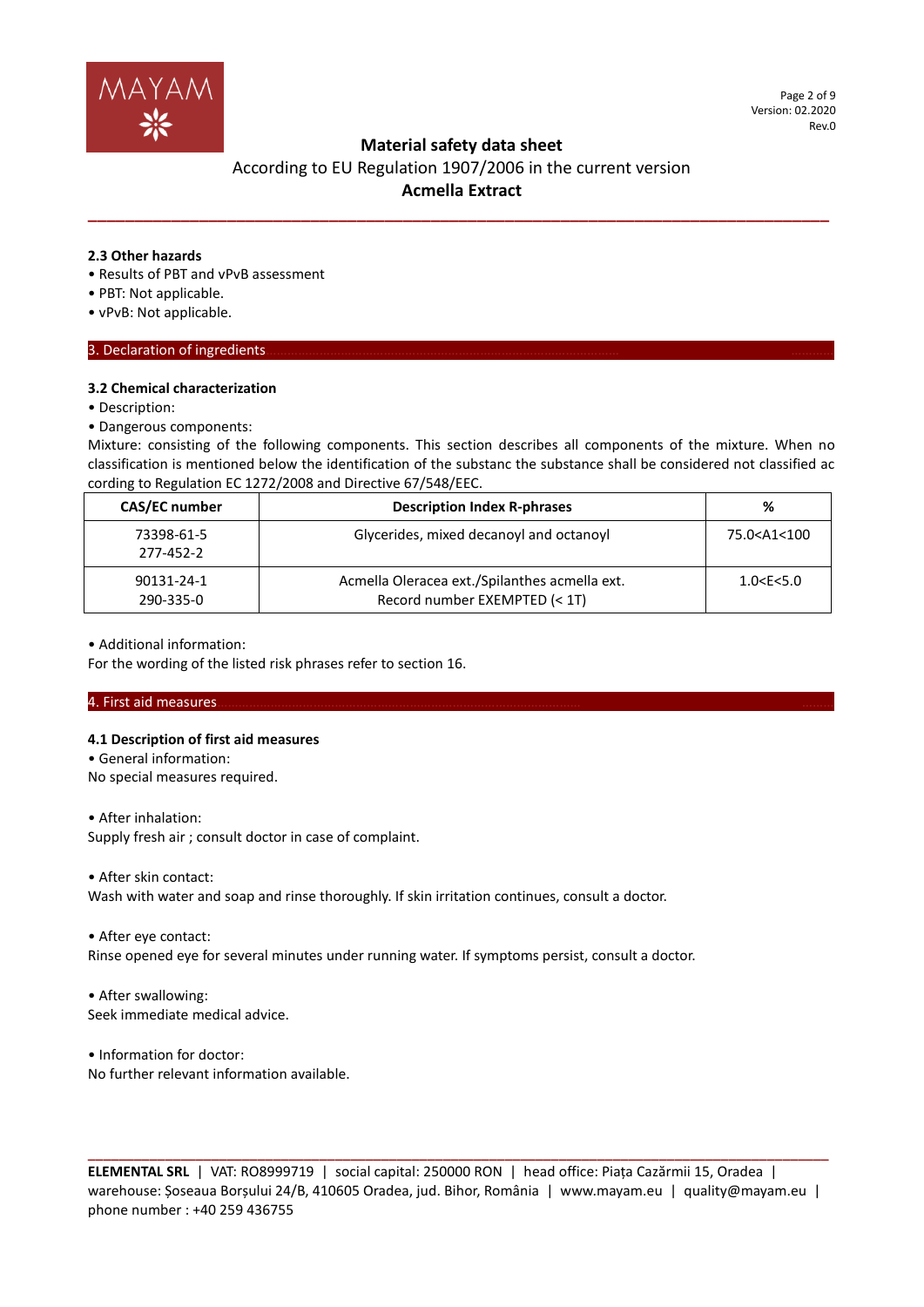### 2.3 Other hazards

- Results of PBT and vPvB assessment
- PBT: Not applicable.
- vPvB: Not applicable.

## 3. Declaration of ingredients

### 3.2 Chemical characterization

- Description:
- Dangerous components:

Mixture: consisting of the following components. This section describes all components of the mixture. When no classification is mentioned below the identification of the substanc the substance shall be considered not classified ac cording to Regulation EC 1272/2008 and Directive 67/548/EEC.

| CAS/EC number | Description Index R-phrases | % |
|---|---|---|
| 73398-61-5<br>277-452-2 | Glycerides, mixed decanoyl and octanoyl | 75.0<A1<100 |
| 90131-24-1<br>290-335-0 | Acmella Oleracea ext./Spilanthes acmella ext.<br>Record number EXEMPTED (< 1T) | 1.0<E<5.0 |

- Additional information:

For the wording of the listed risk phrases refer to section 16.

## 4. First aid measures

### 4.1 Description of first aid measures

- General information:

No special measures required.

- After inhalation:

Supply fresh air ; consult doctor in case of complaint.

- After skin contact:

Wash with water and soap and rinse thoroughly. If skin irritation continues, consult a doctor.

- After eye contact:

Rinse opened eye for several minutes under running water. If symptoms persist, consult a doctor.

- After swallowing:

Seek immediate medical advice.

- Information for doctor:

No further relevant information available.

**ELEMENTAL SRL** | VAT: RO8999719 | social capital: 250000 RON | head office: Piața Cazărmii 15, Oradea | warehouse: Șoseaua Borșului 24/B, 410605 Oradea, jud. Bihor, România | www.mayam.eu | quality@mayam.eu | phone number : +40 259 436755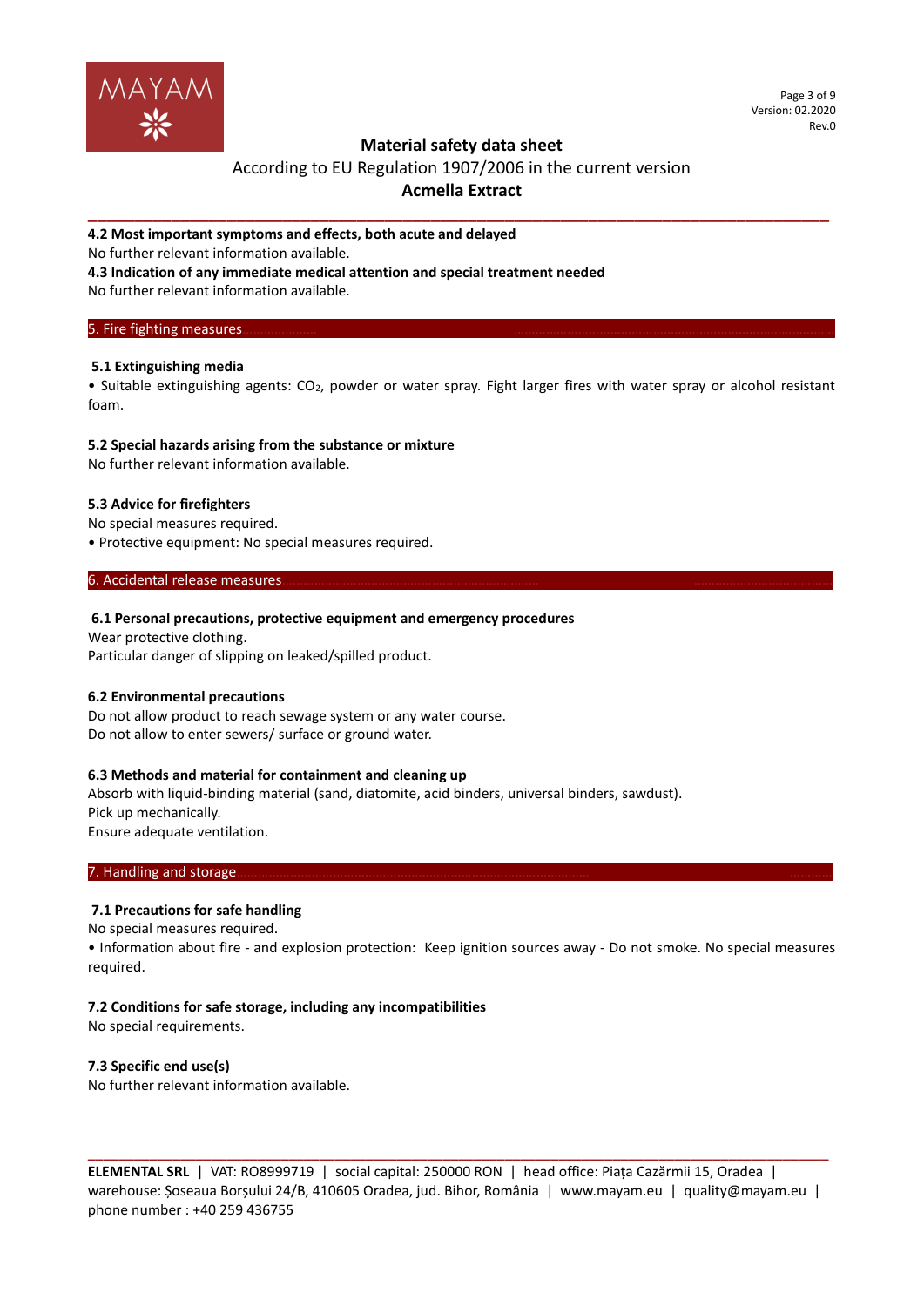#### 4.2 Most important symptoms and effects, both acute and delayed

No further relevant information available.

#### 4.3 Indication of any immediate medical attention and special treatment needed

No further relevant information available.

## 5. Fire fighting measures

### 5.1 Extinguishing media

• Suitable extinguishing agents: $CO_2$, powder or water spray. Fight larger fires with water spray or alcohol resistant foam.

### 5.2 Special hazards arising from the substance or mixture

No further relevant information available.

### 5.3 Advice for firefighters

No special measures required.

• Protective equipment: No special measures required.

## 6. Accidental release measures

### 6.1 Personal precautions, protective equipment and emergency procedures

Wear protective clothing.

Particular danger of slipping on leaked/spilled product.

### 6.2 Environmental precautions

Do not allow product to reach sewage system or any water course.

Do not allow to enter sewers/ surface or ground water.

### 6.3 Methods and material for containment and cleaning up

Absorb with liquid-binding material (sand, diatomite, acid binders, universal binders, sawdust).

Pick up mechanically.

Ensure adequate ventilation.

## 7. Handling and storage

### 7.1 Precautions for safe handling

No special measures required.

• Information about fire - and explosion protection: Keep ignition sources away - Do not smoke. No special measures required.

### 7.2 Conditions for safe storage, including any incompatibilities

No special requirements.

### 7.3 Specific end use(s)

No further relevant information available.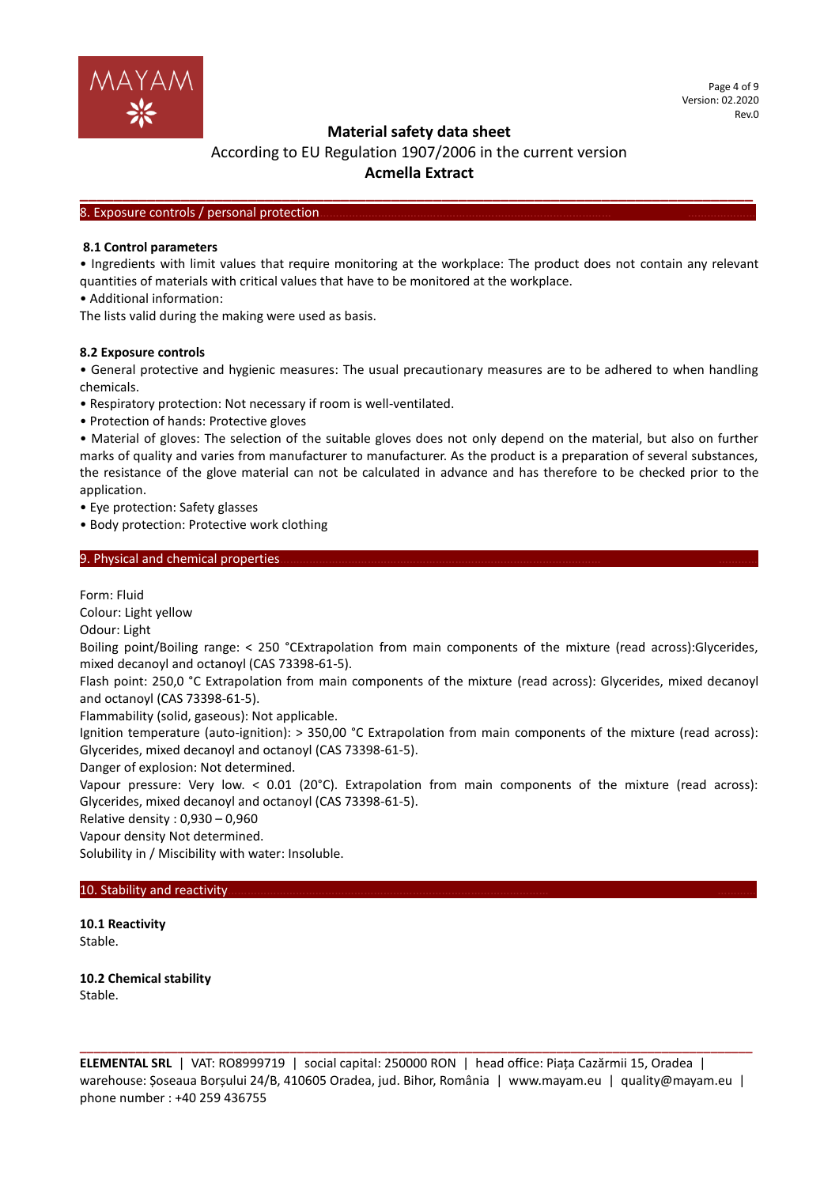## 8. Exposure controls / personal protection

### 8.1 Control parameters

• Ingredients with limit values that require monitoring at the workplace: The product does not contain any relevant quantities of materials with critical values that have to be monitored at the workplace.

• Additional information:

The lists valid during the making were used as basis.

### 8.2 Exposure controls

• General protective and hygienic measures: The usual precautionary measures are to be adhered to when handling chemicals.

• Respiratory protection: Not necessary if room is well-ventilated.

• Protection of hands: Protective gloves

• Material of gloves: The selection of the suitable gloves does not only depend on the material, but also on further marks of quality and varies from manufacturer to manufacturer. As the product is a preparation of several substances, the resistance of the glove material can not be calculated in advance and has therefore to be checked prior to the application.

• Eye protection: Safety glasses

• Body protection: Protective work clothing

## 9. Physical and chemical properties

Form: Fluid

Colour: Light yellow

Odour: Light

Boiling point/Boiling range: < 250 °CExtrapolation from main components of the mixture (read across):Glycerides, mixed decanoyl and octanoyl (CAS 73398-61-5).

Flash point: 250,0 °C Extrapolation from main components of the mixture (read across): Glycerides, mixed decanoyl and octanoyl (CAS 73398-61-5).

Flammability (solid, gaseous): Not applicable.

Ignition temperature (auto-ignition): > 350,00 °C Extrapolation from main components of the mixture (read across): Glycerides, mixed decanoyl and octanoyl (CAS 73398-61-5).

Danger of explosion: Not determined.

Vapour pressure: Very low. < 0.01 (20°C). Extrapolation from main components of the mixture (read across): Glycerides, mixed decanoyl and octanoyl (CAS 73398-61-5).

Relative density : 0,930 – 0,960

Vapour density Not determined.

Solubility in / Miscibility with water: Insoluble.

## 10. Stability and reactivity

### 10.1 Reactivity

Stable.

### 10.2 Chemical stability

Stable.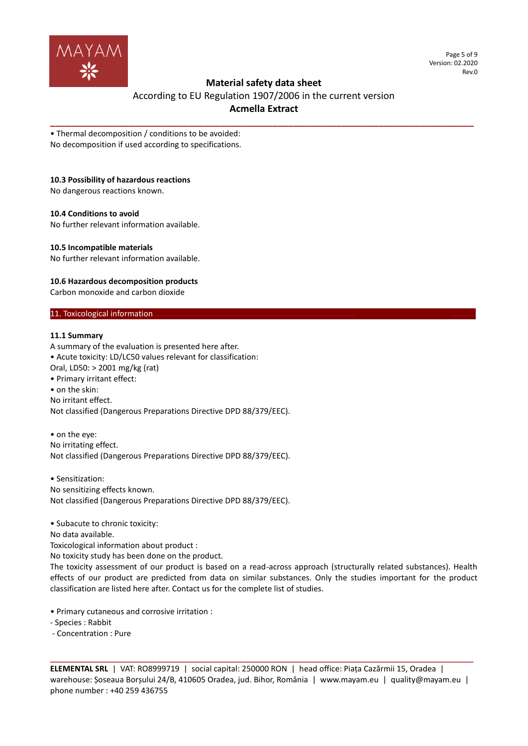• Thermal decomposition / conditions to be avoided:
No decomposition if used according to specifications.

### 10.3 Possibility of hazardous reactions

No dangerous reactions known.

### 10.4 Conditions to avoid

No further relevant information available.

### 10.5 Incompatible materials

No further relevant information available.

### 10.6 Hazardous decomposition products

Carbon monoxide and carbon dioxide

## 11. Toxicological information

### 11.1 Summary

A summary of the evaluation is presented here after.
• Acute toxicity: LD/LC50 values relevant for classification:
Oral, LD50: > 2001 mg/kg (rat)
• Primary irritant effect:
• on the skin:
No irritant effect.
Not classified (Dangerous Preparations Directive DPD 88/379/EEC).

• on the eye:
No irritating effect.
Not classified (Dangerous Preparations Directive DPD 88/379/EEC).

• Sensitization:
No sensitizing effects known.
Not classified (Dangerous Preparations Directive DPD 88/379/EEC).

• Subacute to chronic toxicity:
No data available.
Toxicological information about product :
No toxicity study has been done on the product.
The toxicity assessment of our product is based on a read-across approach (structurally related substances). Health effects of our product are predicted from data on similar substances. Only the studies important for the product classification are listed here after. Contact us for the complete list of studies.

• Primary cutaneous and corrosive irritation :
- Species : Rabbit
- Concentration : Pure

**ELEMENTAL SRL** | VAT: RO8999719 | social capital: 250000 RON | head office: Piața Cazărmii 15, Oradea | warehouse: Șoseaua Borșului 24/B, 410605 Oradea, jud. Bihor, România | www.mayam.eu | quality@mayam.eu | phone number : +40 259 436755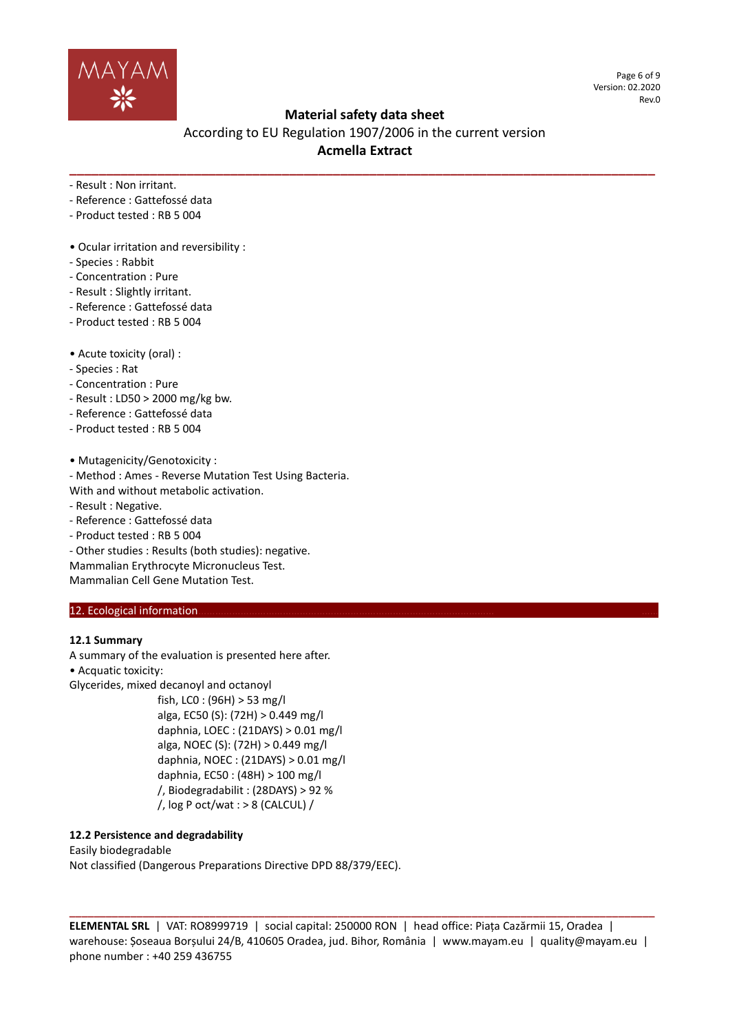- Result : Non irritant.
- Reference : Gattefossé data
- Product tested : RB 5 004

• Ocular irritation and reversibility :
- Species : Rabbit
- Concentration : Pure
- Result : Slightly irritant.
- Reference : Gattefossé data
- Product tested : RB 5 004

• Acute toxicity (oral) :
- Species : Rat
- Concentration : Pure
- Result : LD50 > 2000 mg/kg bw.
- Reference : Gattefossé data
- Product tested : RB 5 004

• Mutagenicity/Genotoxicity :
- Method : Ames - Reverse Mutation Test Using Bacteria.
With and without metabolic activation.
- Result : Negative.
- Reference : Gattefossé data
- Product tested : RB 5 004
- Other studies : Results (both studies): negative.
Mammalian Erythrocyte Micronucleus Test.
Mammalian Cell Gene Mutation Test.

## 12. Ecological information

### 12.1 Summary

A summary of the evaluation is presented here after.
• Acquatic toxicity:
Glycerides, mixed decanoyl and octanoyl

fish, LC0 : (96H) > 53 mg/l
alga, EC50 (S): (72H) > 0.449 mg/l
daphnia, LOEC : (21DAYS) > 0.01 mg/l
alga, NOEC (S): (72H) > 0.449 mg/l
daphnia, NOEC : (21DAYS) > 0.01 mg/l
daphnia, EC50 : (48H) > 100 mg/l
/, Biodegradabilit : (28DAYS) > 92 %
/, log P oct/wat : > 8 (CALCUL) /

### 12.2 Persistence and degradability

Easily biodegradable
Not classified (Dangerous Preparations Directive DPD 88/379/EEC).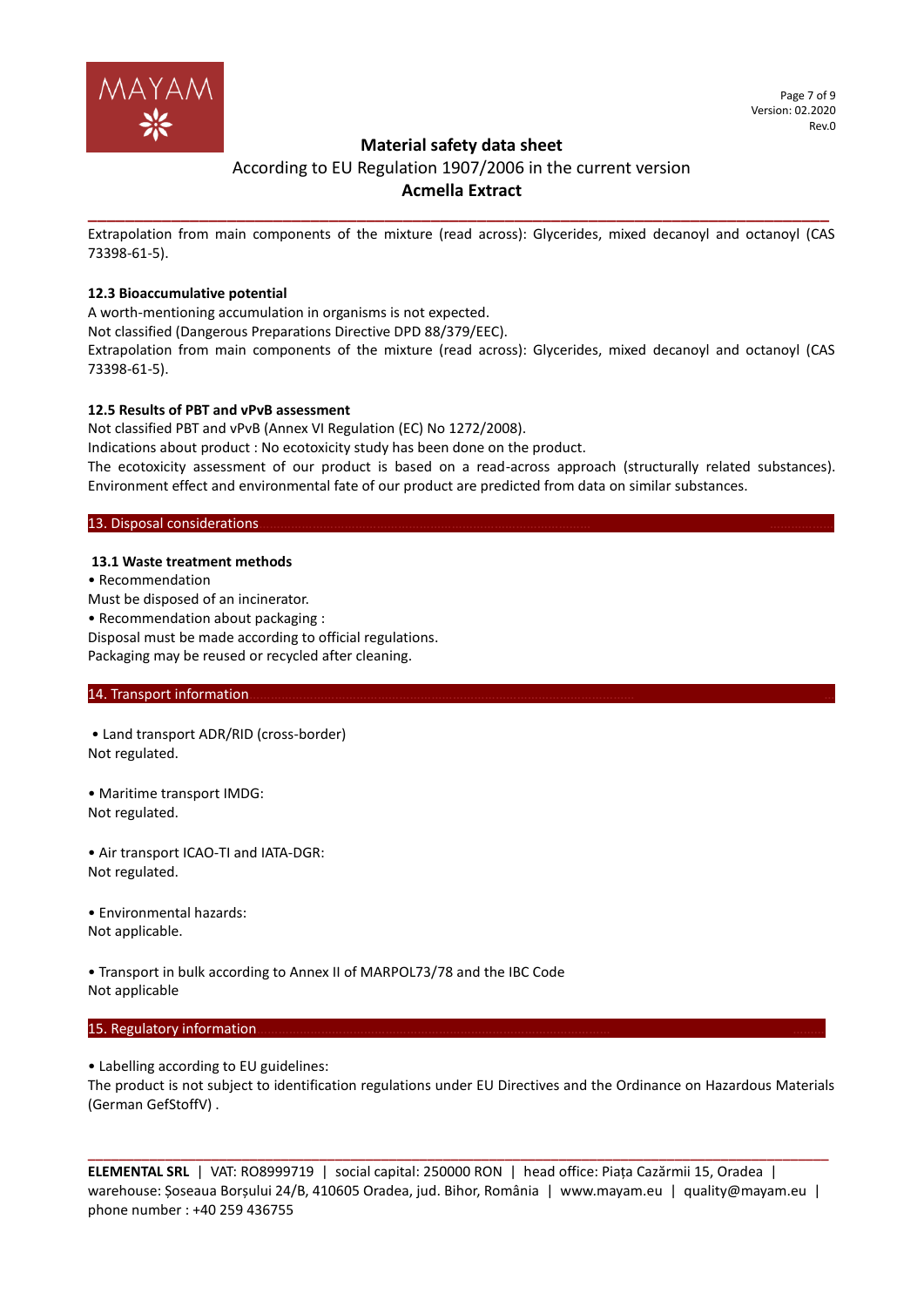Extrapolation from main components of the mixture (read across): Glycerides, mixed decanoyl and octanoyl (CAS 73398-61-5).

**12.3 Bioaccumulative potential**

A worth-mentioning accumulation in organisms is not expected.
Not classified (Dangerous Preparations Directive DPD 88/379/EEC).
Extrapolation from main components of the mixture (read across): Glycerides, mixed decanoyl and octanoyl (CAS 73398-61-5).

**12.5 Results of PBT and vPvB assessment**

Not classified PBT and vPvB (Annex VI Regulation (EC) No 1272/2008).
Indications about product : No ecotoxicity study has been done on the product.
The ecotoxicity assessment of our product is based on a read-across approach (structurally related substances). Environment effect and environmental fate of our product are predicted from data on similar substances.

## 13. Disposal considerations

**13.1 Waste treatment methods**

- Recommendation

Must be disposed of an incinerator.

- Recommendation about packaging :

Disposal must be made according to official regulations.
Packaging may be reused or recycled after cleaning.

## 14. Transport information

- Land transport ADR/RID (cross-border)

Not regulated.

- Maritime transport IMDG:

Not regulated.

- Air transport ICAO-TI and IATA-DGR:

Not regulated.

- Environmental hazards:

Not applicable.

- Transport in bulk according to Annex II of MARPOL73/78 and the IBC Code

Not applicable

## 15. Regulatory information

- Labelling according to EU guidelines:

The product is not subject to identification regulations under EU Directives and the Ordinance on Hazardous Materials (German GefStoffV) .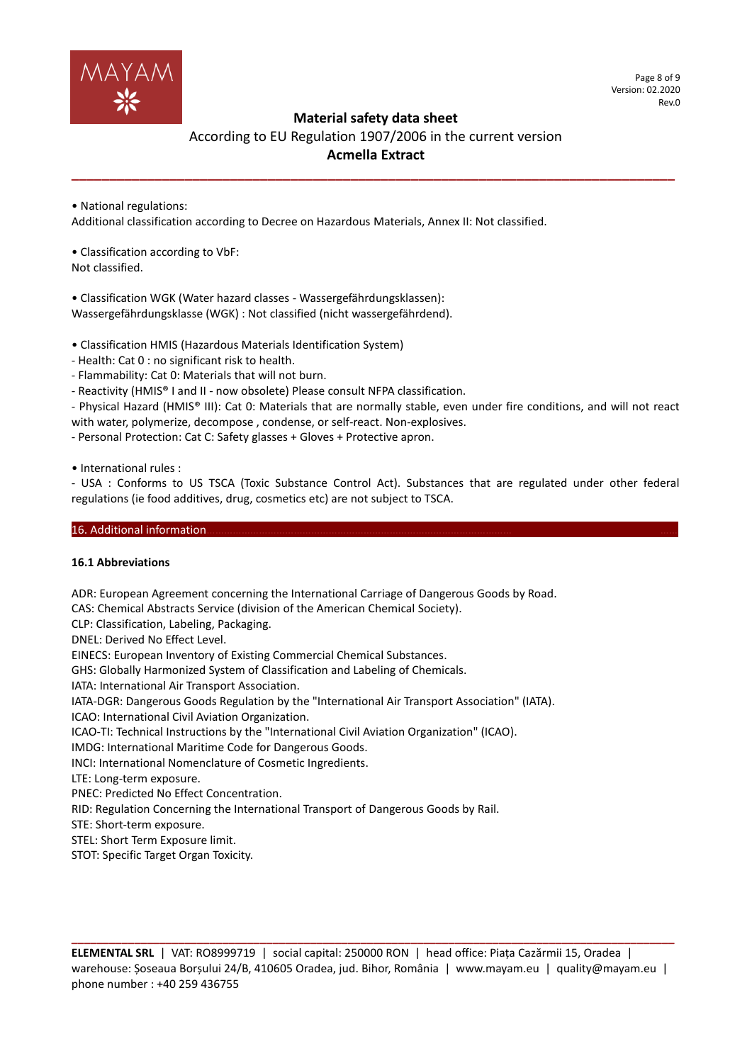• National regulations:
Additional classification according to Decree on Hazardous Materials, Annex II: Not classified.

• Classification according to VbF:
Not classified.

• Classification WGK (Water hazard classes - Wassergefährdungsklassen):
Wassergefährdungsklasse (WGK) : Not classified (nicht wassergefährdend).

• Classification HMIS (Hazardous Materials Identification System)
- Health: Cat 0 : no significant risk to health.
- Flammability: Cat 0: Materials that will not burn.
- Reactivity (HMIS® I and II - now obsolete) Please consult NFPA classification.
- Physical Hazard (HMIS® III): Cat 0: Materials that are normally stable, even under fire conditions, and will not react with water, polymerize, decompose , condense, or self-react. Non-explosives.
- Personal Protection: Cat C: Safety glasses + Gloves + Protective apron.

• International rules :
- USA : Conforms to US TSCA (Toxic Substance Control Act). Substances that are regulated under other federal regulations (ie food additives, drug, cosmetics etc) are not subject to TSCA.

## 16. Additional information

### 16.1 Abbreviations

ADR: European Agreement concerning the International Carriage of Dangerous Goods by Road.
CAS: Chemical Abstracts Service (division of the American Chemical Society).
CLP: Classification, Labeling, Packaging.
DNEL: Derived No Effect Level.
EINECS: European Inventory of Existing Commercial Chemical Substances.
GHS: Globally Harmonized System of Classification and Labeling of Chemicals.
IATA: International Air Transport Association.
IATA-DGR: Dangerous Goods Regulation by the "International Air Transport Association" (IATA).
ICAO: International Civil Aviation Organization.
ICAO-TI: Technical Instructions by the "International Civil Aviation Organization" (ICAO).
IMDG: International Maritime Code for Dangerous Goods.
INCI: International Nomenclature of Cosmetic Ingredients.
LTE: Long-term exposure.
PNEC: Predicted No Effect Concentration.
RID: Regulation Concerning the International Transport of Dangerous Goods by Rail.
STE: Short-term exposure.
STEL: Short Term Exposure limit.
STOT: Specific Target Organ Toxicity.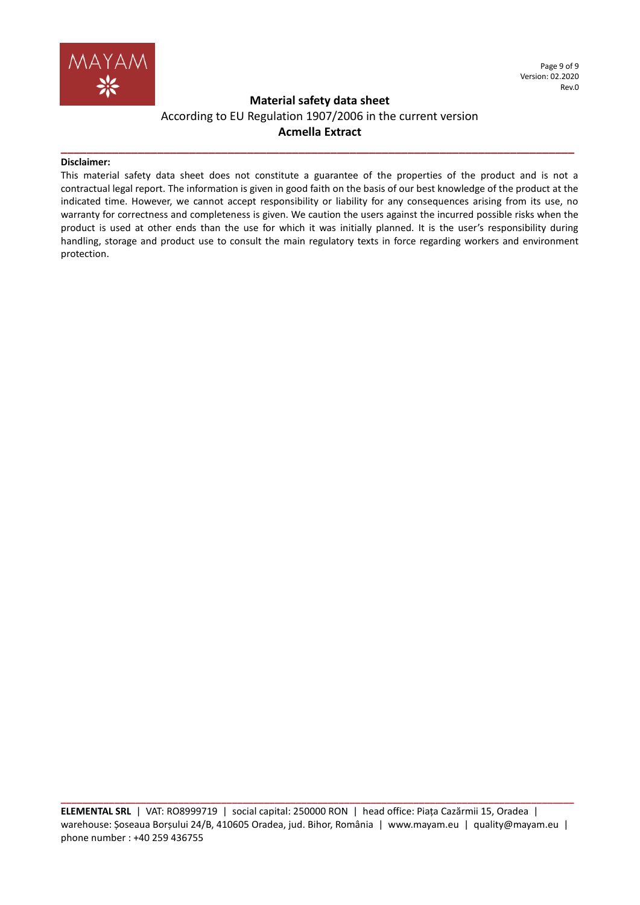**Disclaimer:**

This material safety data sheet does not constitute a guarantee of the properties of the product and is not a contractual legal report. The information is given in good faith on the basis of our best knowledge of the product at the indicated time. However, we cannot accept responsibility or liability for any consequences arising from its use, no warranty for correctness and completeness is given. We caution the users against the incurred possible risks when the product is used at other ends than the use for which it was initially planned. It is the user's responsibility during handling, storage and product use to consult the main regulatory texts in force regarding workers and environment protection.